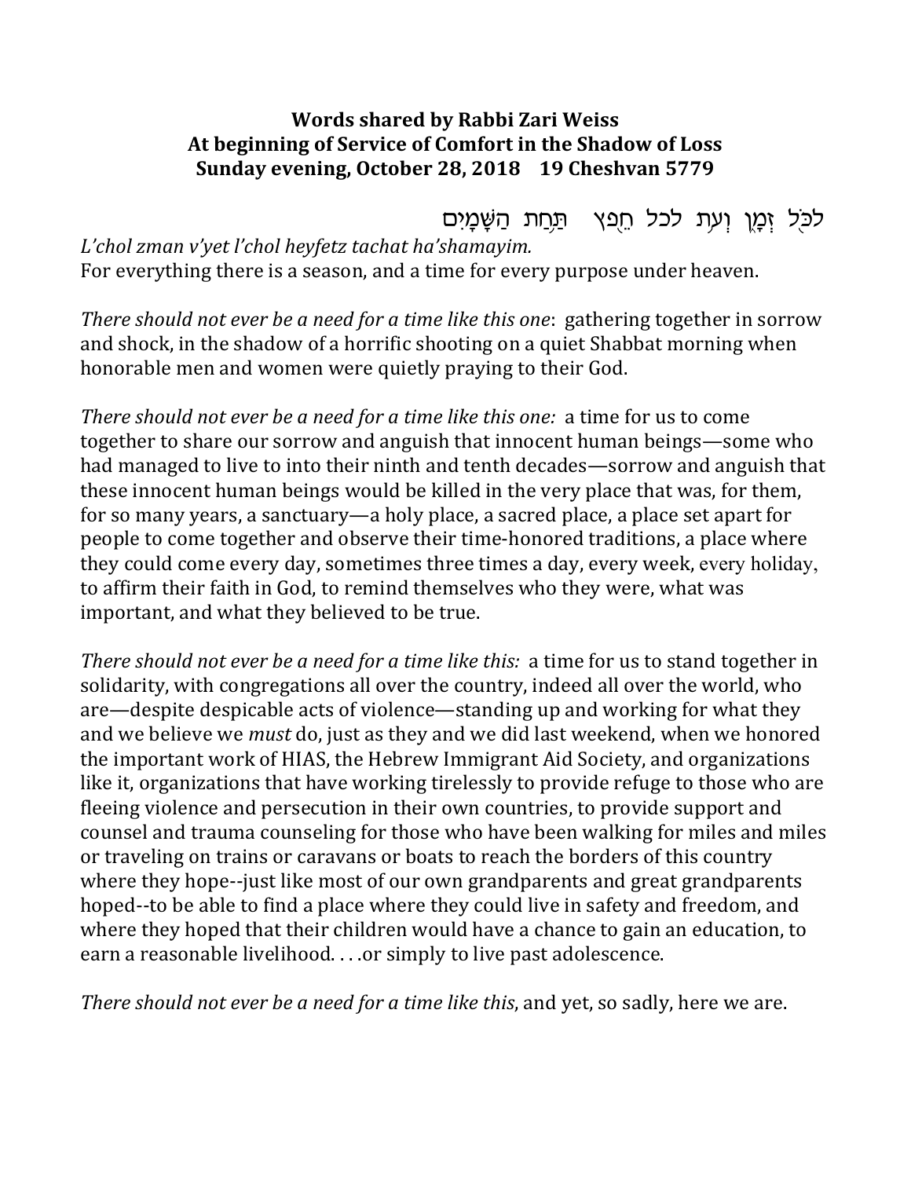**Words shared by Rabbi Zari Weiss**
**At beginning of Service of Comfort in the Shadow of Loss**
**Sunday evening, October 28, 2018 19 Cheshvan 5779**

לַכֹּל זְמָן וְעֵת לכל חֵפֶץ תַּחַת הַשָּׁמָיִם

*L'chol zman v'yet l'chol heyfetz tachat ha'shamayim.*
For everything there is a season, and a time for every purpose under heaven.

*There should not ever be a need for a time like this one*: gathering together in sorrow and shock, in the shadow of a horrific shooting on a quiet Shabbat morning when honorable men and women were quietly praying to their God.

*There should not ever be a need for a time like this one:* a time for us to come together to share our sorrow and anguish that innocent human beings—some who had managed to live to into their ninth and tenth decades—sorrow and anguish that these innocent human beings would be killed in the very place that was, for them, for so many years, a sanctuary—a holy place, a sacred place, a place set apart for people to come together and observe their time-honored traditions, a place where they could come every day, sometimes three times a day, every week, every holiday, to affirm their faith in God, to remind themselves who they were, what was important, and what they believed to be true.

*There should not ever be a need for a time like this:* a time for us to stand together in solidarity, with congregations all over the country, indeed all over the world, who are—despite despicable acts of violence—standing up and working for what they and we believe we *must* do, just as they and we did last weekend, when we honored the important work of HIAS, the Hebrew Immigrant Aid Society, and organizations like it, organizations that have working tirelessly to provide refuge to those who are fleeing violence and persecution in their own countries, to provide support and counsel and trauma counseling for those who have been walking for miles and miles or traveling on trains or caravans or boats to reach the borders of this country where they hope--just like most of our own grandparents and great grandparents hoped--to be able to find a place where they could live in safety and freedom, and where they hoped that their children would have a chance to gain an education, to earn a reasonable livelihood. . . .or simply to live past adolescence.

*There should not ever be a need for a time like this*, and yet, so sadly, here we are.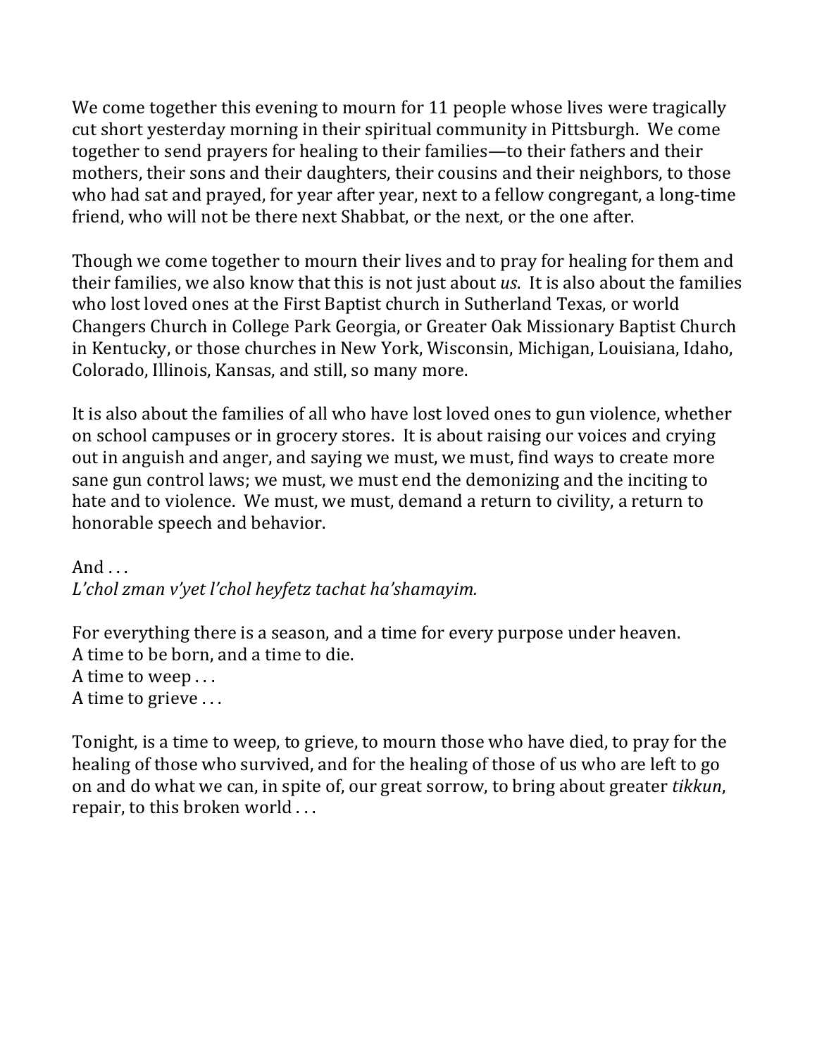We come together this evening to mourn for 11 people whose lives were tragically cut short yesterday morning in their spiritual community in Pittsburgh. We come together to send prayers for healing to their families—to their fathers and their mothers, their sons and their daughters, their cousins and their neighbors, to those who had sat and prayed, for year after year, next to a fellow congregant, a long-time friend, who will not be there next Shabbat, or the next, or the one after.

Though we come together to mourn their lives and to pray for healing for them and their families, we also know that this is not just about *us*. It is also about the families who lost loved ones at the First Baptist church in Sutherland Texas, or world Changers Church in College Park Georgia, or Greater Oak Missionary Baptist Church in Kentucky, or those churches in New York, Wisconsin, Michigan, Louisiana, Idaho, Colorado, Illinois, Kansas, and still, so many more.

It is also about the families of all who have lost loved ones to gun violence, whether on school campuses or in grocery stores. It is about raising our voices and crying out in anguish and anger, and saying we must, we must, find ways to create more sane gun control laws; we must, we must end the demonizing and the inciting to hate and to violence. We must, we must, demand a return to civility, a return to honorable speech and behavior.

And . . .
*L'chol zman v'yet l'chol heyfetz tachat ha'shamayim.*

For everything there is a season, and a time for every purpose under heaven.
A time to be born, and a time to die.
A time to weep . . .
A time to grieve . . .

Tonight, is a time to weep, to grieve, to mourn those who have died, to pray for the healing of those who survived, and for the healing of those of us who are left to go on and do what we can, in spite of, our great sorrow, to bring about greater *tikkun*, repair, to this broken world . . .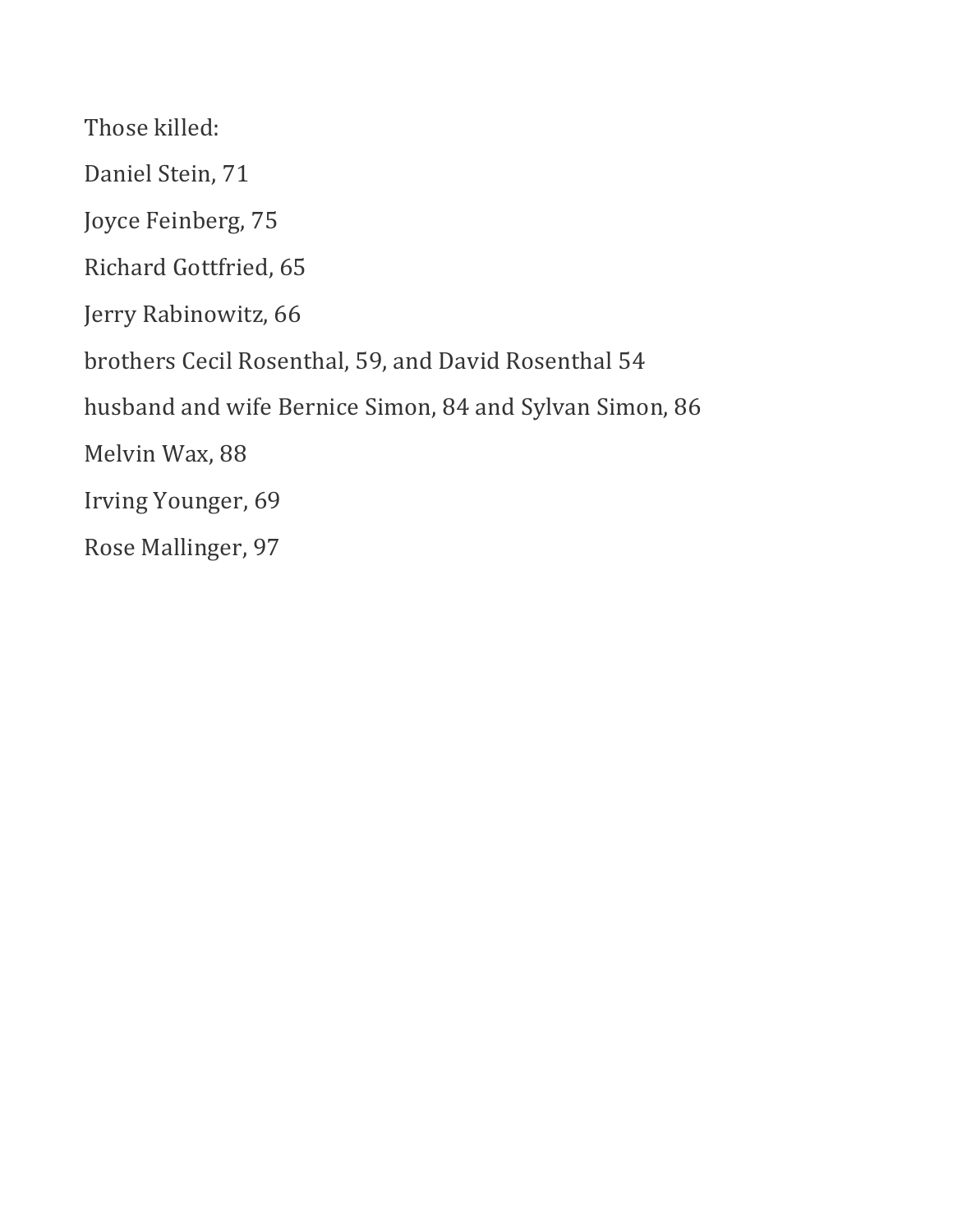Those killed:

Daniel Stein, 71

Joyce Feinberg, 75

Richard Gottfried, 65

Jerry Rabinowitz, 66

brothers Cecil Rosenthal, 59, and David Rosenthal 54

husband and wife Bernice Simon, 84 and Sylvan Simon, 86

Melvin Wax, 88

Irving Younger, 69

Rose Mallinger, 97